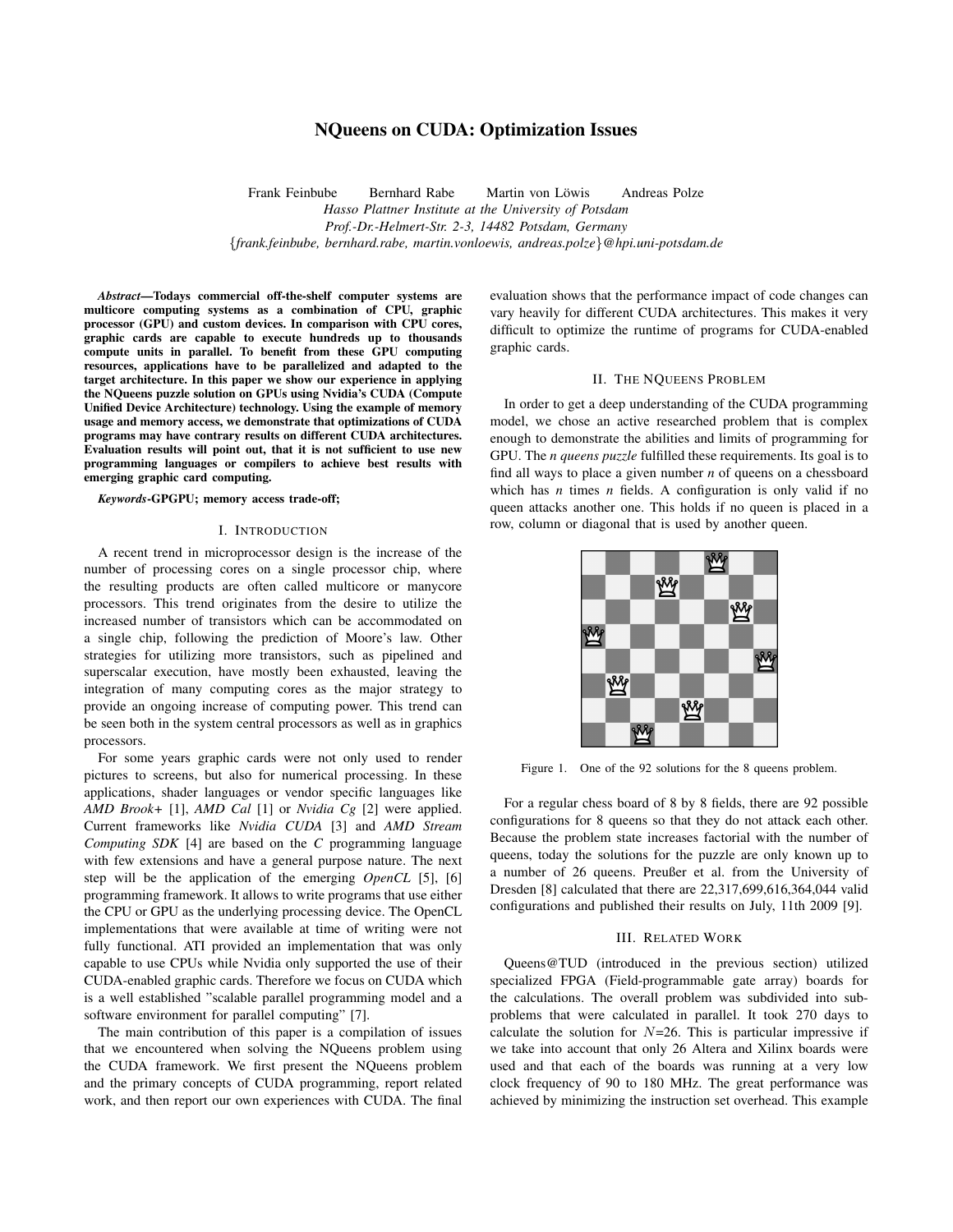# NQueens on CUDA: Optimization Issues

Frank Feinbube  Bernhard Rabe  Martin von Löwis  Andreas Polze
*Hasso Plattner Institute at the University of Potsdam*
*Prof.-Dr.-Helmert-Str. 2-3, 14482 Potsdam, Germany*
{*frank.feinbube, bernhard.rabe, martin.vonloewis, andreas.polze*}*@hpi.uni-potsdam.de*

***Abstract*—Todays commercial off-the-shelf computer systems are multicore computing systems as a combination of CPU, graphic processor (GPU) and custom devices. In comparison with CPU cores, graphic cards are capable to execute hundreds up to thousands compute units in parallel. To benefit from these GPU computing resources, applications have to be parallelized and adapted to the target architecture. In this paper we show our experience in applying the NQueens puzzle solution on GPUs using Nvidia's CUDA (Compute Unified Device Architecture) technology. Using the example of memory usage and memory access, we demonstrate that optimizations of CUDA programs may have contrary results on different CUDA architectures. Evaluation results will point out, that it is not sufficient to use new programming languages or compilers to achieve best results with emerging graphic card computing.**

***Keywords*-GPGPU; memory access trade-off;**

## I. Introduction

A recent trend in microprocessor design is the increase of the number of processing cores on a single processor chip, where the resulting products are often called multicore or manycore processors. This trend originates from the desire to utilize the increased number of transistors which can be accommodated on a single chip, following the prediction of Moore's law. Other strategies for utilizing more transistors, such as pipelined and superscalar execution, have mostly been exhausted, leaving the integration of many computing cores as the major strategy to provide an ongoing increase of computing power. This trend can be seen both in the system central processors as well as in graphics processors.

For some years graphic cards were not only used to render pictures to screens, but also for numerical processing. In these applications, shader languages or vendor specific languages like *AMD Brook+* [1], *AMD Cal* [1] or *Nvidia Cg* [2] were applied. Current frameworks like *Nvidia CUDA* [3] and *AMD Stream Computing SDK* [4] are based on the *C* programming language with few extensions and have a general purpose nature. The next step will be the application of the emerging *OpenCL* [5], [6] programming framework. It allows to write programs that use either the CPU or GPU as the underlying processing device. The OpenCL implementations that were available at time of writing were not fully functional. ATI provided an implementation that was only capable to use CPUs while Nvidia only supported the use of their CUDA-enabled graphic cards. Therefore we focus on CUDA which is a well established "scalable parallel programming model and a software environment for parallel computing" [7].

The main contribution of this paper is a compilation of issues that we encountered when solving the NQueens problem using the CUDA framework. We first present the NQueens problem and the primary concepts of CUDA programming, report related work, and then report our own experiences with CUDA. The final evaluation shows that the performance impact of code changes can vary heavily for different CUDA architectures. This makes it very difficult to optimize the runtime of programs for CUDA-enabled graphic cards.

## II. The NQueens Problem

In order to get a deep understanding of the CUDA programming model, we chose an active researched problem that is complex enough to demonstrate the abilities and limits of programming for GPU. The *n queens puzzle* fulfilled these requirements. Its goal is to find all ways to place a given number *n* of queens on a chessboard which has *n* times *n* fields. A configuration is only valid if no queen attacks another one. This holds if no queen is placed in a row, column or diagonal that is used by another queen.

Figure 1. One of the 92 solutions for the 8 queens problem.

For a regular chess board of 8 by 8 fields, there are 92 possible configurations for 8 queens so that they do not attack each other. Because the problem state increases factorial with the number of queens, today the solutions for the puzzle are only known up to a number of 26 queens. Preußer et al. from the University of Dresden [8] calculated that there are 22,317,699,616,364,044 valid configurations and published their results on July, 11th 2009 [9].

## III. Related Work

Queens@TUD (introduced in the previous section) utilized specialized FPGA (Field-programmable gate array) boards for the calculations. The overall problem was subdivided into subproblems that were calculated in parallel. It took 270 days to calculate the solution for $N$=26. This is particular impressive if we take into account that only 26 Altera and Xilinx boards were used and that each of the boards was running at a very low clock frequency of 90 to 180 MHz. The great performance was achieved by minimizing the instruction set overhead. This example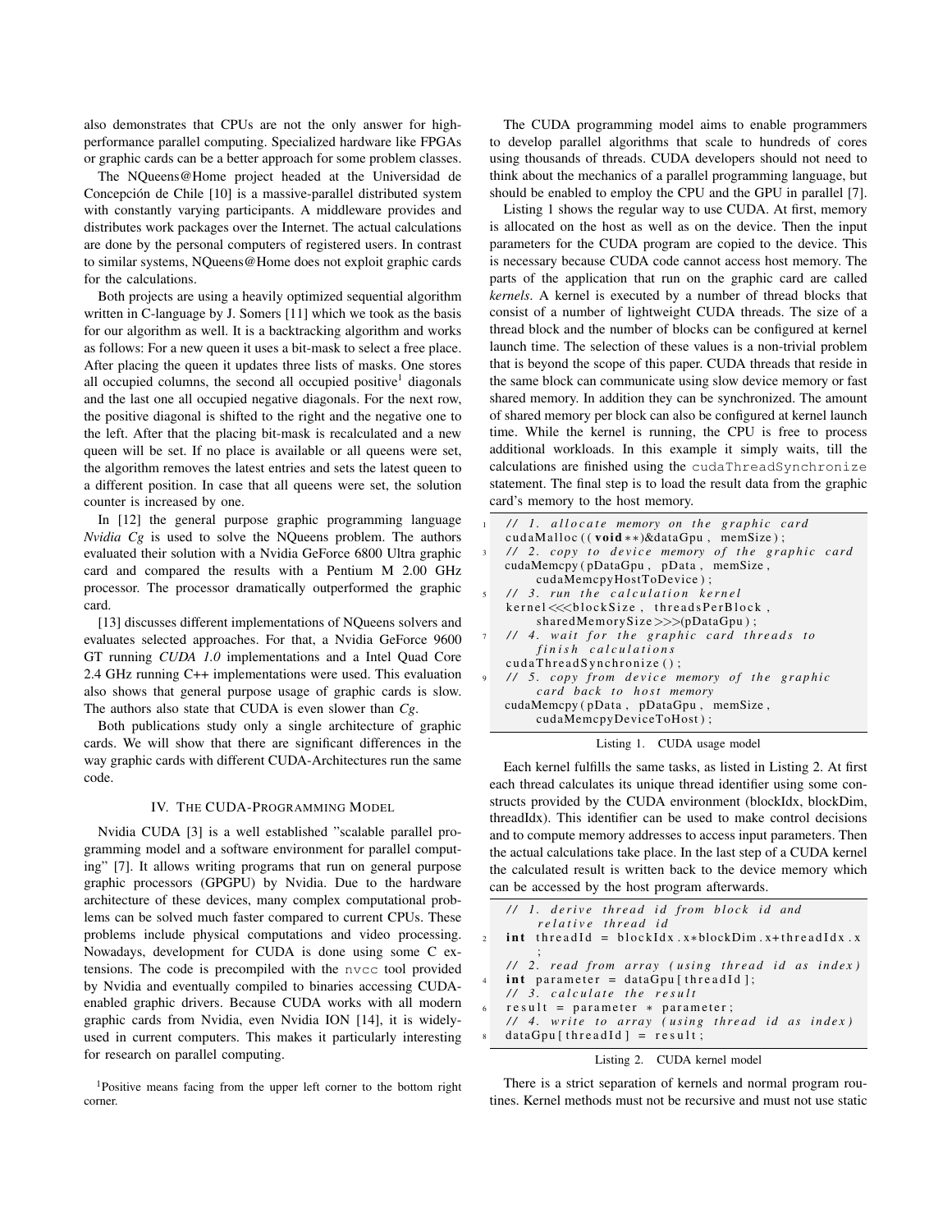also demonstrates that CPUs are not the only answer for high-performance parallel computing. Specialized hardware like FPGAs or graphic cards can be a better approach for some problem classes.

The NQueens@Home project headed at the Universidad de Concepción de Chile [10] is a massive-parallel distributed system with constantly varying participants. A middleware provides and distributes work packages over the Internet. The actual calculations are done by the personal computers of registered users. In contrast to similar systems, NQueens@Home does not exploit graphic cards for the calculations.

Both projects are using a heavily optimized sequential algorithm written in C-language by J. Somers [11] which we took as the basis for our algorithm as well. It is a backtracking algorithm and works as follows: For a new queen it uses a bit-mask to select a free place. After placing the queen it updates three lists of masks. One stores all occupied columns, the second all occupied positive[1] diagonals and the last one all occupied negative diagonals. For the next row, the positive diagonal is shifted to the right and the negative one to the left. After that the placing bit-mask is recalculated and a new queen will be set. If no place is available or all queens were set, the algorithm removes the latest entries and sets the latest queen to a different position. In case that all queens were set, the solution counter is increased by one.

In [12] the general purpose graphic programming language *Nvidia Cg* is used to solve the NQueens problem. The authors evaluated their solution with a Nvidia GeForce 6800 Ultra graphic card and compared the results with a Pentium M 2.00 GHz processor. The processor dramatically outperformed the graphic card.

[13] discusses different implementations of NQueens solvers and evaluates selected approaches. For that, a Nvidia GeForce 9600 GT running *CUDA 1.0* implementations and a Intel Quad Core 2.4 GHz running C++ implementations were used. This evaluation also shows that general purpose usage of graphic cards is slow. The authors also state that CUDA is even slower than *Cg*.

Both publications study only a single architecture of graphic cards. We will show that there are significant differences in the way graphic cards with different CUDA-Architectures run the same code.

## IV. The CUDA-Programming Model

Nvidia CUDA [3] is a well established "scalable parallel programming model and a software environment for parallel computing" [7]. It allows writing programs that run on general purpose graphic processors (GPGPU) by Nvidia. Due to the hardware architecture of these devices, many complex computational problems can be solved much faster compared to current CPUs. These problems include physical computations and video processing. Nowadays, development for CUDA is done using some C extensions. The code is precompiled with the `nvcc` tool provided by Nvidia and eventually compiled to binaries accessing CUDA-enabled graphic drivers. Because CUDA works with all modern graphic cards from Nvidia, even Nvidia ION [14], it is widely-used in current computers. This makes it particularly interesting for research on parallel computing.

[1]Positive means facing from the upper left corner to the bottom right corner.

The CUDA programming model aims to enable programmers to develop parallel algorithms that scale to hundreds of cores using thousands of threads. CUDA developers should not need to think about the mechanics of a parallel programming language, but should be enabled to employ the CPU and the GPU in parallel [7].

Listing 1 shows the regular way to use CUDA. At first, memory is allocated on the host as well as on the device. Then the input parameters for the CUDA program are copied to the device. This is necessary because CUDA code cannot access host memory. The parts of the application that run on the graphic card are called *kernels*. A kernel is executed by a number of thread blocks that consist of a number of lightweight CUDA threads. The size of a thread block and the number of blocks can be configured at kernel launch time. The selection of these values is a non-trivial problem that is beyond the scope of this paper. CUDA threads that reside in the same block can communicate using slow device memory or fast shared memory. In addition they can be synchronized. The amount of shared memory per block can also be configured at kernel launch time. While the kernel is running, the CPU is free to process additional workloads. In this example it simply waits, till the calculations are finished using the `cudaThreadSynchronize` statement. The final step is to load the result data from the graphic card's memory to the host memory.

```
// 1. allocate memory on the graphic card
cudaMalloc((void**)&dataGpu, memSize);
// 2. copy to device memory of the graphic card
cudaMemcpy(pDataGpu, pData, memSize,
    cudaMemcpyHostToDevice);
// 3. run the calculation kernel
kernel<<<blockSize, threadsPerBlock,
    sharedMemorySize>>>(pDataGpu);
// 4. wait for the graphic card threads to
    finish calculations
cudaThreadSynchronize();
// 5. copy from device memory of the graphic
    card back to host memory
cudaMemcpy(pData, pDataGpu, memSize,
    cudaMemcpyDeviceToHost);
```

Listing 1. CUDA usage model

Each kernel fulfills the same tasks, as listed in Listing 2. At first each thread calculates its unique thread identifier using some constructs provided by the CUDA environment (blockIdx, blockDim, threadIdx). This identifier can be used to make control decisions and to compute memory addresses to access input parameters. Then the actual calculations take place. In the last step of a CUDA kernel the calculated result is written back to the device memory which can be accessed by the host program afterwards.

```
// 1. derive thread id from block id and
    relative thread id
int threadId = blockIdx.x*blockDim.x+threadIdx.x
    ;
// 2. read from array (using thread id as index)
int parameter = dataGpu[threadId];
// 3. calculate the result
result = parameter * parameter;
// 4. write to array (using thread id as index)
dataGpu[threadId] = result;
```

Listing 2. CUDA kernel model

There is a strict separation of kernels and normal program routines. Kernel methods must not be recursive and must not use static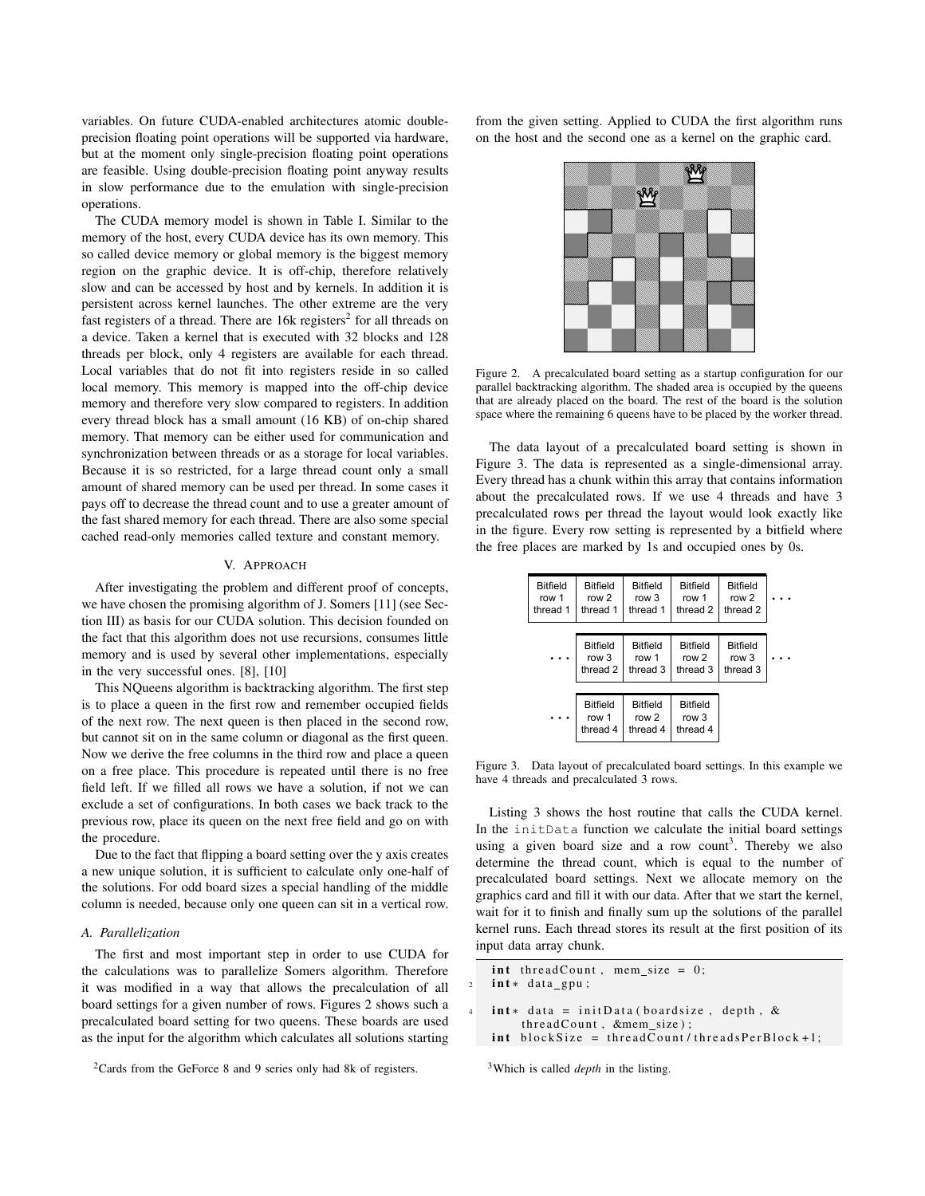variables. On future CUDA-enabled architectures atomic double-precision floating point operations will be supported via hardware, but at the moment only single-precision floating point operations are feasible. Using double-precision floating point anyway results in slow performance due to the emulation with single-precision operations.

The CUDA memory model is shown in Table I. Similar to the memory of the host, every CUDA device has its own memory. This so called device memory or global memory is the biggest memory region on the graphic device. It is off-chip, therefore relatively slow and can be accessed by host and by kernels. In addition it is persistent across kernel launches. The other extreme are the very fast registers of a thread. There are 16k registers[2] for all threads on a device. Taken a kernel that is executed with 32 blocks and 128 threads per block, only 4 registers are available for each thread. Local variables that do not fit into registers reside in so called local memory. This memory is mapped into the off-chip device memory and therefore very slow compared to registers. In addition every thread block has a small amount (16 KB) of on-chip shared memory. That memory can be either used for communication and synchronization between threads or as a storage for local variables. Because it is so restricted, for a large thread count only a small amount of shared memory can be used per thread. In some cases it pays off to decrease the thread count and to use a greater amount of the fast shared memory for each thread. There are also some special cached read-only memories called texture and constant memory.

## V. Approach

After investigating the problem and different proof of concepts, we have chosen the promising algorithm of J. Somers [11] (see Section III) as basis for our CUDA solution. This decision founded on the fact that this algorithm does not use recursions, consumes little memory and is used by several other implementations, especially in the very successful ones. [8], [10]

This NQueens algorithm is backtracking algorithm. The first step is to place a queen in the first row and remember occupied fields of the next row. The next queen is then placed in the second row, but cannot sit on in the same column or diagonal as the first queen. Now we derive the free columns in the third row and place a queen on a free place. This procedure is repeated until there is no free field left. If we filled all rows we have a solution, if not we can exclude a set of configurations. In both cases we back track to the previous row, place its queen on the next free field and go on with the procedure.

Due to the fact that flipping a board setting over the y axis creates a new unique solution, it is sufficient to calculate only one-half of the solutions. For odd board sizes a special handling of the middle column is needed, because only one queen can sit in a vertical row.

### A. Parallelization

The first and most important step in order to use CUDA for the calculations was to parallelize Somers algorithm. Therefore it was modified in a way that allows the precalculation of all board settings for a given number of rows. Figures 2 shows such a precalculated board setting for two queens. These boards are used as the input for the algorithm which calculates all solutions starting from the given setting. Applied to CUDA the first algorithm runs on the host and the second one as a kernel on the graphic card.

Figure 2. A precalculated board setting as a startup configuration for our parallel backtracking algorithm. The shaded area is occupied by the queens that are already placed on the board. The rest of the board is the solution space where the remaining 6 queens have to be placed by the worker thread.

The data layout of a precalculated board setting is shown in Figure 3. The data is represented as a single-dimensional array. Every thread has a chunk within this array that contains information about the precalculated rows. If we use 4 threads and have 3 precalculated rows per thread the layout would look exactly like in the figure. Every row setting is represented by a bitfield where the free places are marked by 1s and occupied ones by 0s.

| Bitfield row 1 thread 1 | Bitfield row 2 thread 1 | Bitfield row 3 thread 1 | Bitfield row 1 thread 2 | Bitfield row 2 thread 2 | ... |
|---|---|---|---|---|---|
| ... | Bitfield row 3 thread 2 | Bitfield row 1 thread 3 | Bitfield row 2 thread 3 | Bitfield row 3 thread 3 | ... |
| ... | Bitfield row 1 thread 4 | Bitfield row 2 thread 4 | Bitfield row 3 thread 4 | | |

Figure 3. Data layout of precalculated board settings. In this example we have 4 threads and precalculated 3 rows.

Listing 3 shows the host routine that calls the CUDA kernel. In the `initData` function we calculate the initial board settings using a given board size and a row count[3]. Thereby we also determine the thread count, which is equal to the number of precalculated board settings. Next we allocate memory on the graphics card and fill it with our data. After that we start the kernel, wait for it to finish and finally sum up the solutions of the parallel kernel runs. Each thread stores its result at the first position of its input data array chunk.

```
int threadCount, mem_size = 0;
int* data_gpu;

int* data = initData(boardsize, depth, &
    threadCount, &mem_size);
int blockSize = threadCount/threadsPerBlock+1;
```

[2] Cards from the GeForce 8 and 9 series only had 8k of registers.

[3] Which is called *depth* in the listing.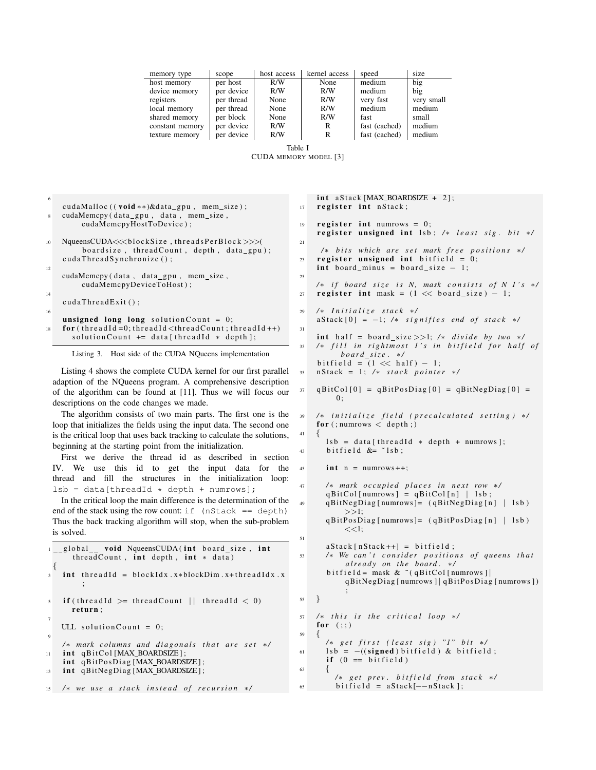| memory type | scope | host access | kernel access | speed | size |
|---|---|---|---|---|---|
| host memory | per host | R/W | None | medium | big |
| device memory | per device | R/W | R/W | medium | big |
| registers | per thread | None | R/W | very fast | very small |
| local memory | per thread | None | R/W | medium | medium |
| shared memory | per block | None | R/W | fast | small |
| constant memory | per device | R/W | R | fast (cached) | medium |
| texture memory | per device | R/W | R | fast (cached) | medium |

Table I
CUDA MEMORY MODEL [3]

```
    cudaMalloc((void**)&data_gpu, mem_size);
    cudaMemcpy(data_gpu, data, mem_size,
        cudaMemcpyHostToDevice);

    NqueensCUDA<<<blockSize, threadsPerBlock>>>(
        boardsize, threadCount, depth, data_gpu);
    cudaThreadSynchronize();

    cudaMemcpy(data, data_gpu, mem_size,
        cudaMemcpyDeviceToHost);

    cudaThreadExit();

    unsigned long long solutionCount = 0;
    for(threadId=0;threadId<threadCount;threadId++)
      solutionCount += data[threadId * depth];
```

Listing 3. Host side of the CUDA NQueens implementation

Listing 4 shows the complete CUDA kernel for our first parallel adaption of the NQueens program. A comprehensive description of the algorithm can be found at [11]. Thus we will focus our descriptions on the code changes we made.

The algorithm consists of two main parts. The first one is the loop that initializes the fields using the input data. The second one is the critical loop that uses back tracking to calculate the solutions, beginning at the starting point from the initialization.

First we derive the thread id as described in section IV. We use this id to get the input data for the thread and fill the structures in the initialization loop: `lsb = data[threadId * depth + numrows];`

In the critical loop the main difference is the determination of the end of the stack using the row count: `if (nStack == depth)` Thus the back tracking algorithm will stop, when the sub-problem is solved.

```
__global__ void NqueensCUDA(int board_size, int
    threadCount, int depth, int * data)
{
  int threadId = blockIdx.x*blockDim.x+threadIdx.x
    ;

  if(threadId >= threadCount || threadId < 0)
    return;

  ULL solutionCount = 0;

  /* mark columns and diagonals that are set */
  int qBitCol[MAX_BOARDSIZE];
  int qBitPosDiag[MAX_BOARDSIZE];
  int qBitNegDiag[MAX_BOARDSIZE];

  /* we use a stack instead of recursion */
  int aStack[MAX_BOARDSIZE + 2];
  register int nStack;

  register int numrows = 0;
  register unsigned int lsb; /* least sig. bit */

  /* bits which are set mark free positions */
  register unsigned int bitfield = 0;
  int board_minus = board_size - 1;

  /* if board size is N, mask consists of N 1's */
  register int mask = (1 << board_size) - 1;

  /* Initialize stack */
  aStack[0] = -1; /* signifies end of stack */

  int half = board_size>>1; /* divide by two */
  /* fill in rightmost 1's in bitfield for half of
      board_size. */
  bitfield = (1 << half) - 1;
  nStack = 1; /* stack pointer */

  qBitCol[0] = qBitPosDiag[0] = qBitNegDiag[0] =
      0;

  /* initialize field (precalculated setting) */
  for(;numrows < depth;)
  {
    lsb = data[threadId * depth + numrows];
    bitfield &= ~lsb;

    int n = numrows++;

    /* mark occupied places in next row */
    qBitCol[numrows] = qBitCol[n] | lsb;
    qBitNegDiag[numrows]= (qBitNegDiag[n] | lsb)
        >>1;
    qBitPosDiag[numrows]= (qBitPosDiag[n] | lsb)
        <<1;

    aStack[nStack++] = bitfield;
    /* We can't consider positions of queens that
        already on the board. */
    bitfield= mask & ~(qBitCol[numrows]|
        qBitNegDiag[numrows]|qBitPosDiag[numrows])
        ;
  }

  /* this is the critical loop */
  for (;;)
  {
    /* get first (least sig) "1" bit */
    lsb = -((signed)bitfield) & bitfield;
    if (0 == bitfield)
    {
      /* get prev. bitfield from stack */
      bitfield = aStack[--nStack];
```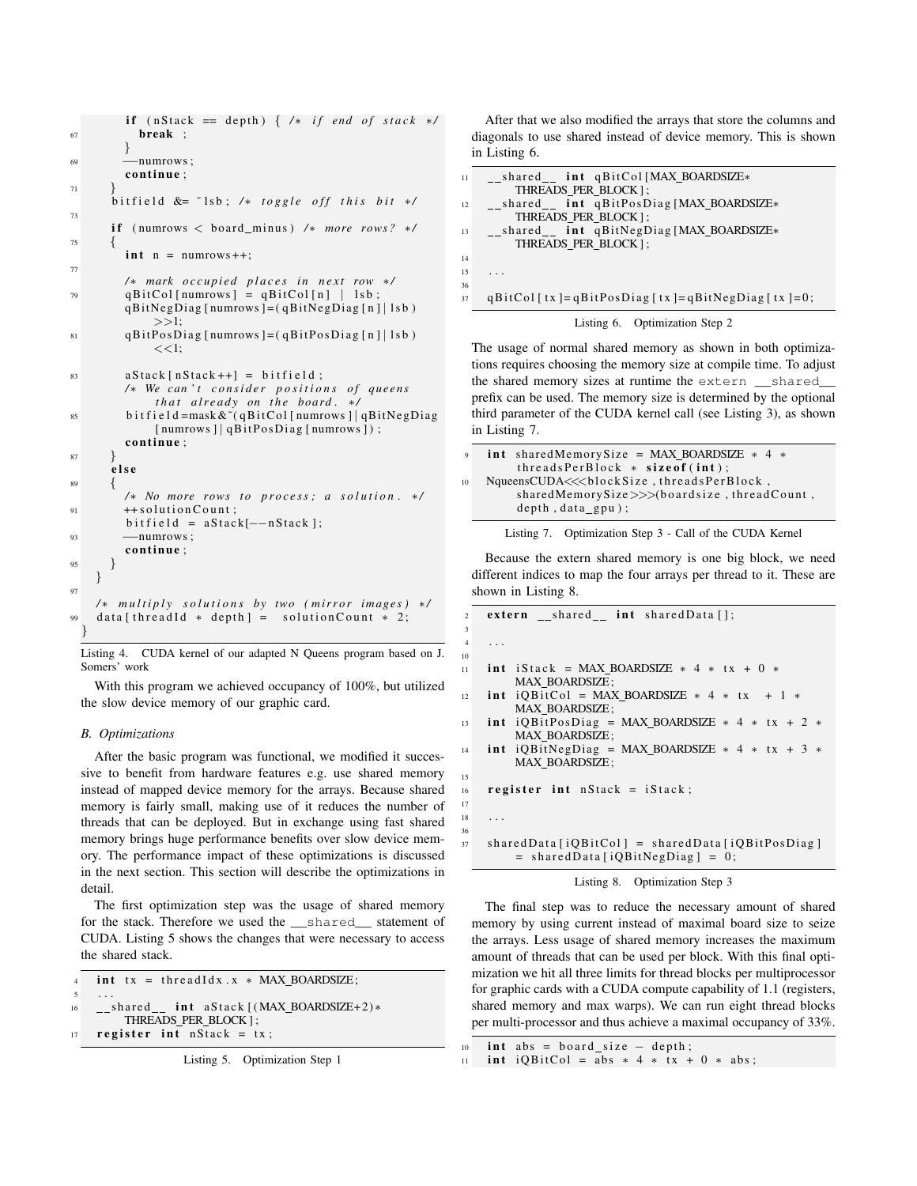```
        if (nStack == depth) { /* if end of stack */
67          break ;
        }
69      --numrows;
        continue;
71    }
      bitfield &= ~lsb; /* toggle off this bit */
73
      if (numrows < board_minus) /* more rows? */
75    {
        int n = numrows++;
77
        /* mark occupied places in next row */
79      qBitCol[numrows] = qBitCol[n] | lsb;
        qBitNegDiag[numrows]=(qBitNegDiag[n]|lsb)
            >>1;
81      qBitPosDiag[numrows]=(qBitPosDiag[n]|lsb)
            <<1;

83      aStack[nStack++] = bitfield;
        /* We can't consider positions of queens
            that already on the board. */
85      bitfield=mask&~(qBitCol[numrows]|qBitNegDiag
            [numrows]|qBitPosDiag[numrows]);
        continue;
87    }
      else
89    {
        /* No more rows to process; a solution. */
91      ++solutionCount;
        bitfield = aStack[--nStack];
93      --numrows;
        continue;
95    }
    }
97
    /* multiply solutions by two (mirror images) */
99  data[threadId * depth] =  solutionCount * 2;
}
```

Listing 4. CUDA kernel of our adapted N Queens program based on J. Somers' work

With this program we achieved occupancy of 100%, but utilized the slow device memory of our graphic card.

### B. Optimizations

After the basic program was functional, we modified it successive to benefit from hardware features e.g. use shared memory instead of mapped device memory for the arrays. Because shared memory is fairly small, making use of it reduces the number of threads that can be deployed. But in exchange using fast shared memory brings huge performance benefits over slow device memory. The performance impact of these optimizations is discussed in the next section. This section will describe the optimizations in detail.

The first optimization step was the usage of shared memory for the stack. Therefore we used the `__shared__` statement of CUDA. Listing 5 shows the changes that were necessary to access the shared stack.

```
4    int tx = threadIdx.x * MAX_BOARDSIZE;
5    ...
16   __shared__ int aStack[(MAX_BOARDSIZE+2)*
         THREADS_PER_BLOCK];
17   register int nStack = tx;
```

Listing 5. Optimization Step 1

After that we also modified the arrays that store the columns and diagonals to use shared instead of device memory. This is shown in Listing 6.

```
11   __shared__ int qBitCol[MAX_BOARDSIZE*
         THREADS_PER_BLOCK];
12   __shared__ int qBitPosDiag[MAX_BOARDSIZE*
         THREADS_PER_BLOCK];
13   __shared__ int qBitNegDiag[MAX_BOARDSIZE*
         THREADS_PER_BLOCK];
14
15   ...
36
37   qBitCol[tx]=qBitPosDiag[tx]=qBitNegDiag[tx]=0;
```

Listing 6. Optimization Step 2

The usage of normal shared memory as shown in both optimizations requires choosing the memory size at compile time. To adjust the shared memory sizes at runtime the `extern __shared__` prefix can be used. The memory size is determined by the optional third parameter of the CUDA kernel call (see Listing 3), as shown in Listing 7.

```
9    int sharedMemorySize = MAX_BOARDSIZE * 4 *
         threadsPerBlock * sizeof(int);
10   NqueensCUDA<<<blockSize, threadsPerBlock,
         sharedMemorySize>>>(boardsize, threadCount,
         depth, data_gpu);
```

Listing 7. Optimization Step 3 - Call of the CUDA Kernel

Because the extern shared memory is one big block, we need different indices to map the four arrays per thread to it. These are shown in Listing 8.

```
2    extern __shared__ int sharedData[];
3
4    ...
10
11   int iStack = MAX_BOARDSIZE * 4 * tx + 0 *
         MAX_BOARDSIZE;
12   int iQBitCol = MAX_BOARDSIZE * 4 * tx  + 1 *
         MAX_BOARDSIZE;
13   int iQBitPosDiag = MAX_BOARDSIZE * 4 * tx + 2 *
         MAX_BOARDSIZE;
14   int iQBitNegDiag = MAX_BOARDSIZE * 4 * tx + 3 *
         MAX_BOARDSIZE;
15
16   register int nStack = iStack;
17
18   ...
36
37   sharedData[iQBitCol] = sharedData[iQBitPosDiag]
         = sharedData[iQBitNegDiag] = 0;
```

Listing 8. Optimization Step 3

The final step was to reduce the necessary amount of shared memory by using current instead of maximal board size to seize the arrays. Less usage of shared memory increases the maximum amount of threads that can be used per block. With this final optimization we hit all three limits for thread blocks per multiprocessor for graphic cards with a CUDA compute capability of 1.1 (registers, shared memory and max warps). We can run eight thread blocks per multi-processor and thus achieve a maximal occupancy of 33%.

```
10   int abs = board_size - depth;
11   int iQBitCol = abs * 4 * tx + 0 * abs;
```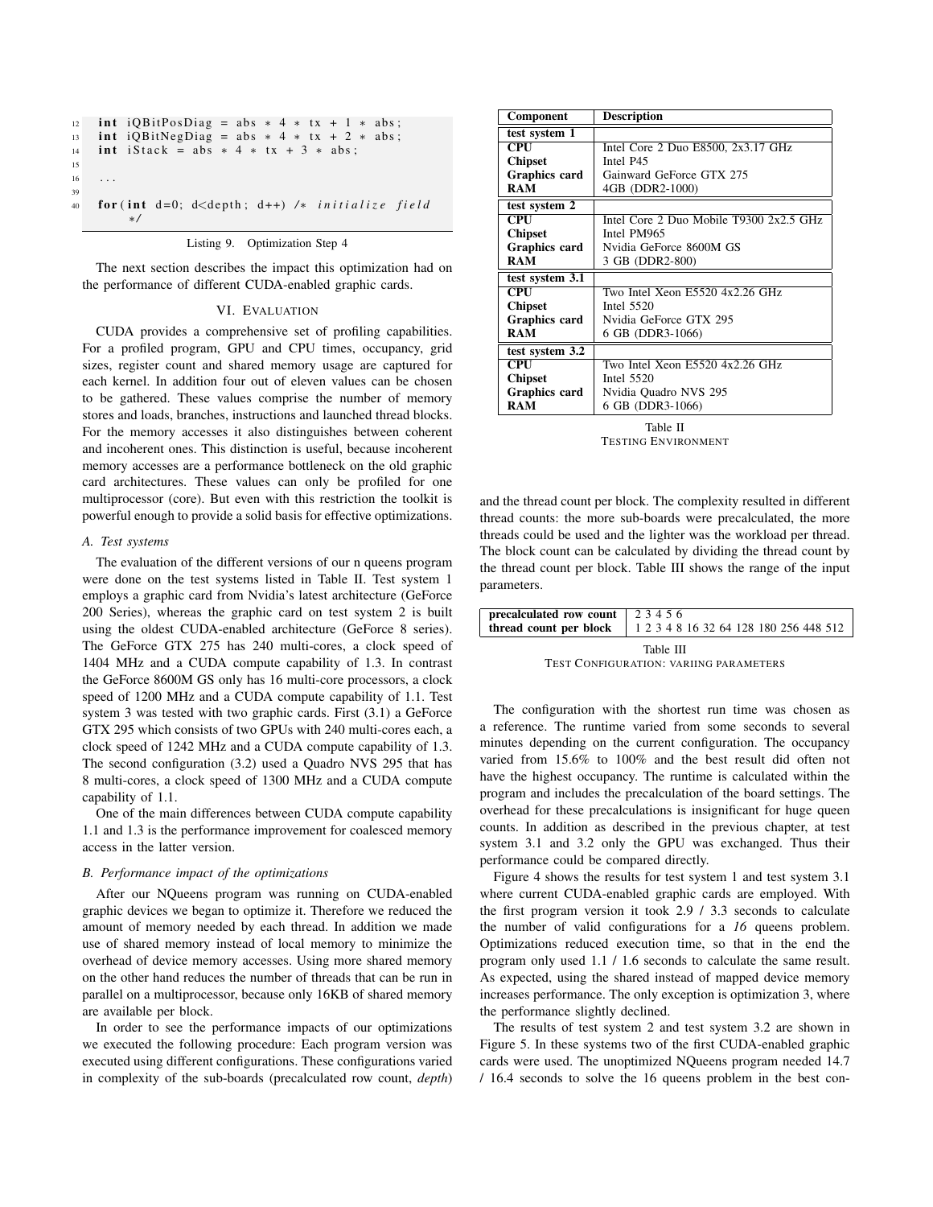```
12   int iQBitPosDiag = abs * 4 * tx + 1 * abs;
13   int iQBitNegDiag = abs * 4 * tx + 2 * abs;
14   int iStack = abs * 4 * tx + 3 * abs;
15
16   ...
39
40   for(int d=0; d<depth; d++) /* initialize field
         */
```

Listing 9. Optimization Step 4

The next section describes the impact this optimization had on the performance of different CUDA-enabled graphic cards.

## VI. Evaluation

CUDA provides a comprehensive set of profiling capabilities. For a profiled program, GPU and CPU times, occupancy, grid sizes, register count and shared memory usage are captured for each kernel. In addition four out of eleven values can be chosen to be gathered. These values comprise the number of memory stores and loads, branches, instructions and launched thread blocks. For the memory accesses it also distinguishes between coherent and incoherent ones. This distinction is useful, because incoherent memory accesses are a performance bottleneck on the old graphic card architectures. These values can only be profiled for one multiprocessor (core). But even with this restriction the toolkit is powerful enough to provide a solid basis for effective optimizations.

### A. Test systems

The evaluation of the different versions of our n queens program were done on the test systems listed in Table II. Test system 1 employs a graphic card from Nvidia's latest architecture (GeForce 200 Series), whereas the graphic card on test system 2 is built using the oldest CUDA-enabled architecture (GeForce 8 series). The GeForce GTX 275 has 240 multi-cores, a clock speed of 1404 MHz and a CUDA compute capability of 1.3. In contrast the GeForce 8600M GS only has 16 multi-core processors, a clock speed of 1200 MHz and a CUDA compute capability of 1.1. Test system 3 was tested with two graphic cards. First (3.1) a GeForce GTX 295 which consists of two GPUs with 240 multi-cores each, a clock speed of 1242 MHz and a CUDA compute capability of 1.3. The second configuration (3.2) used a Quadro NVS 295 that has 8 multi-cores, a clock speed of 1300 MHz and a CUDA compute capability of 1.1.

One of the main differences between CUDA compute capability 1.1 and 1.3 is the performance improvement for coalesced memory access in the latter version.

### B. Performance impact of the optimizations

After our NQueens program was running on CUDA-enabled graphic devices we began to optimize it. Therefore we reduced the amount of memory needed by each thread. In addition we made use of shared memory instead of local memory to minimize the overhead of device memory accesses. Using more shared memory on the other hand reduces the number of threads that can be run in parallel on a multiprocessor, because only 16KB of shared memory are available per block.

In order to see the performance impacts of our optimizations we executed the following procedure: Each program version was executed using different configurations. These configurations varied in complexity of the sub-boards (precalculated row count, *depth*) and the thread count per block. The complexity resulted in different thread counts: the more sub-boards were precalculated, the more threads could be used and the lighter was the workload per thread. The block count can be calculated by dividing the thread count by the thread count per block. Table III shows the range of the input parameters.

| Component | Description |
|---|---|
| **test system 1** | |
| **CPU** | Intel Core 2 Duo E8500, 2x3.17 GHz |
| **Chipset** | Intel P45 |
| **Graphics card** | Gainward GeForce GTX 275 |
| **RAM** | 4GB (DDR2-1000) |
| **test system 2** | |
| **CPU** | Intel Core 2 Duo Mobile T9300 2x2.5 GHz |
| **Chipset** | Intel PM965 |
| **Graphics card** | Nvidia GeForce 8600M GS |
| **RAM** | 3 GB (DDR2-800) |
| **test system 3.1** | |
| **CPU** | Two Intel Xeon E5520 4x2.26 GHz |
| **Chipset** | Intel 5520 |
| **Graphics card** | Nvidia GeForce GTX 295 |
| **RAM** | 6 GB (DDR3-1066) |
| **test system 3.2** | |
| **CPU** | Two Intel Xeon E5520 4x2.26 GHz |
| **Chipset** | Intel 5520 |
| **Graphics card** | Nvidia Quadro NVS 295 |
| **RAM** | 6 GB (DDR3-1066) |

Table II
Testing Environment

| **precalculated row count** | 2 3 4 5 6 |
|---|---|
| **thread count per block** | 1 2 3 4 8 16 32 64 128 180 256 448 512 |

Table III
Test Configuration: variing parameters

The configuration with the shortest run time was chosen as a reference. The runtime varied from some seconds to several minutes depending on the current configuration. The occupancy varied from 15.6% to 100% and the best result did often not have the highest occupancy. The runtime is calculated within the program and includes the precalculation of the board settings. The overhead for these precalculations is insignificant for huge queen counts. In addition as described in the previous chapter, at test system 3.1 and 3.2 only the GPU was exchanged. Thus their performance could be compared directly.

Figure 4 shows the results for test system 1 and test system 3.1 where current CUDA-enabled graphic cards are employed. With the first program version it took 2.9 / 3.3 seconds to calculate the number of valid configurations for a *16* queens problem. Optimizations reduced execution time, so that in the end the program only used 1.1 / 1.6 seconds to calculate the same result. As expected, using the shared instead of mapped device memory increases performance. The only exception is optimization 3, where the performance slightly declined.

The results of test system 2 and test system 3.2 are shown in Figure 5. In these systems two of the first CUDA-enabled graphic cards were used. The unoptimized NQueens program needed 14.7 / 16.4 seconds to solve the 16 queens problem in the best con-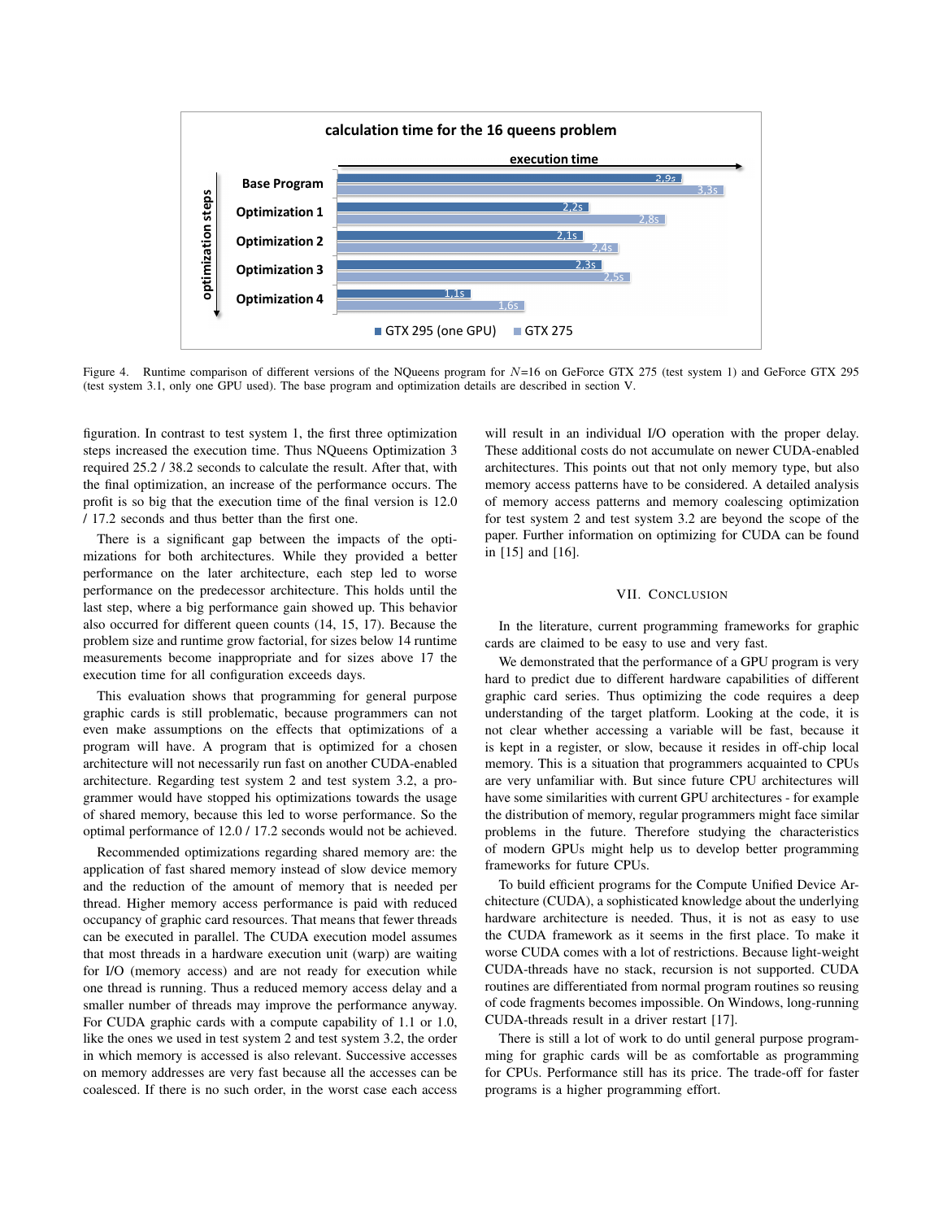calculation time for the 16 queens problem

| optimization steps | GTX 295 (one GPU) | GTX 275 |
|---|---|---|
| Base Program | 2,9s | 3,3s |
| Optimization 1 | 2,2s | 2,8s |
| Optimization 2 | 2,1s | 2,4s |
| Optimization 3 | 2,3s | 2,5s |
| Optimization 4 | 1,1s | 1,6s |

Figure 4. Runtime comparison of different versions of the NQueens program for $N$=16 on GeForce GTX 275 (test system 1) and GeForce GTX 295 (test system 3.1, only one GPU used). The base program and optimization details are described in section V.

figuration. In contrast to test system 1, the first three optimization steps increased the execution time. Thus NQueens Optimization 3 required 25.2 / 38.2 seconds to calculate the result. After that, with the final optimization, an increase of the performance occurs. The profit is so big that the execution time of the final version is 12.0 / 17.2 seconds and thus better than the first one.

There is a significant gap between the impacts of the optimizations for both architectures. While they provided a better performance on the later architecture, each step led to worse performance on the predecessor architecture. This holds until the last step, where a big performance gain showed up. This behavior also occurred for different queen counts (14, 15, 17). Because the problem size and runtime grow factorial, for sizes below 14 runtime measurements become inappropriate and for sizes above 17 the execution time for all configuration exceeds days.

This evaluation shows that programming for general purpose graphic cards is still problematic, because programmers can not even make assumptions on the effects that optimizations of a program will have. A program that is optimized for a chosen architecture will not necessarily run fast on another CUDA-enabled architecture. Regarding test system 2 and test system 3.2, a programmer would have stopped his optimizations towards the usage of shared memory, because this led to worse performance. So the optimal performance of 12.0 / 17.2 seconds would not be achieved.

Recommended optimizations regarding shared memory are: the application of fast shared memory instead of slow device memory and the reduction of the amount of memory that is needed per thread. Higher memory access performance is paid with reduced occupancy of graphic card resources. That means that fewer threads can be executed in parallel. The CUDA execution model assumes that most threads in a hardware execution unit (warp) are waiting for I/O (memory access) and are not ready for execution while one thread is running. Thus a reduced memory access delay and a smaller number of threads may improve the performance anyway. For CUDA graphic cards with a compute capability of 1.1 or 1.0, like the ones we used in test system 2 and test system 3.2, the order in which memory is accessed is also relevant. Successive accesses on memory addresses are very fast because all the accesses can be coalesced. If there is no such order, in the worst case each access will result in an individual I/O operation with the proper delay. These additional costs do not accumulate on newer CUDA-enabled architectures. This points out that not only memory type, but also memory access patterns have to be considered. A detailed analysis of memory access patterns and memory coalescing optimization for test system 2 and test system 3.2 are beyond the scope of the paper. Further information on optimizing for CUDA can be found in [15] and [16].

## VII. Conclusion

In the literature, current programming frameworks for graphic cards are claimed to be easy to use and very fast.

We demonstrated that the performance of a GPU program is very hard to predict due to different hardware capabilities of different graphic card series. Thus optimizing the code requires a deep understanding of the target platform. Looking at the code, it is not clear whether accessing a variable will be fast, because it is kept in a register, or slow, because it resides in off-chip local memory. This is a situation that programmers acquainted to CPUs are very unfamiliar with. But since future CPU architectures will have some similarities with current GPU architectures - for example the distribution of memory, regular programmers might face similar problems in the future. Therefore studying the characteristics of modern GPUs might help us to develop better programming frameworks for future CPUs.

To build efficient programs for the Compute Unified Device Architecture (CUDA), a sophisticated knowledge about the underlying hardware architecture is needed. Thus, it is not as easy to use the CUDA framework as it seems in the first place. To make it worse CUDA comes with a lot of restrictions. Because light-weight CUDA-threads have no stack, recursion is not supported. CUDA routines are differentiated from normal program routines so reusing of code fragments becomes impossible. On Windows, long-running CUDA-threads result in a driver restart [17].

There is still a lot of work to do until general purpose programming for graphic cards will be as comfortable as programming for CPUs. Performance still has its price. The trade-off for faster programs is a higher programming effort.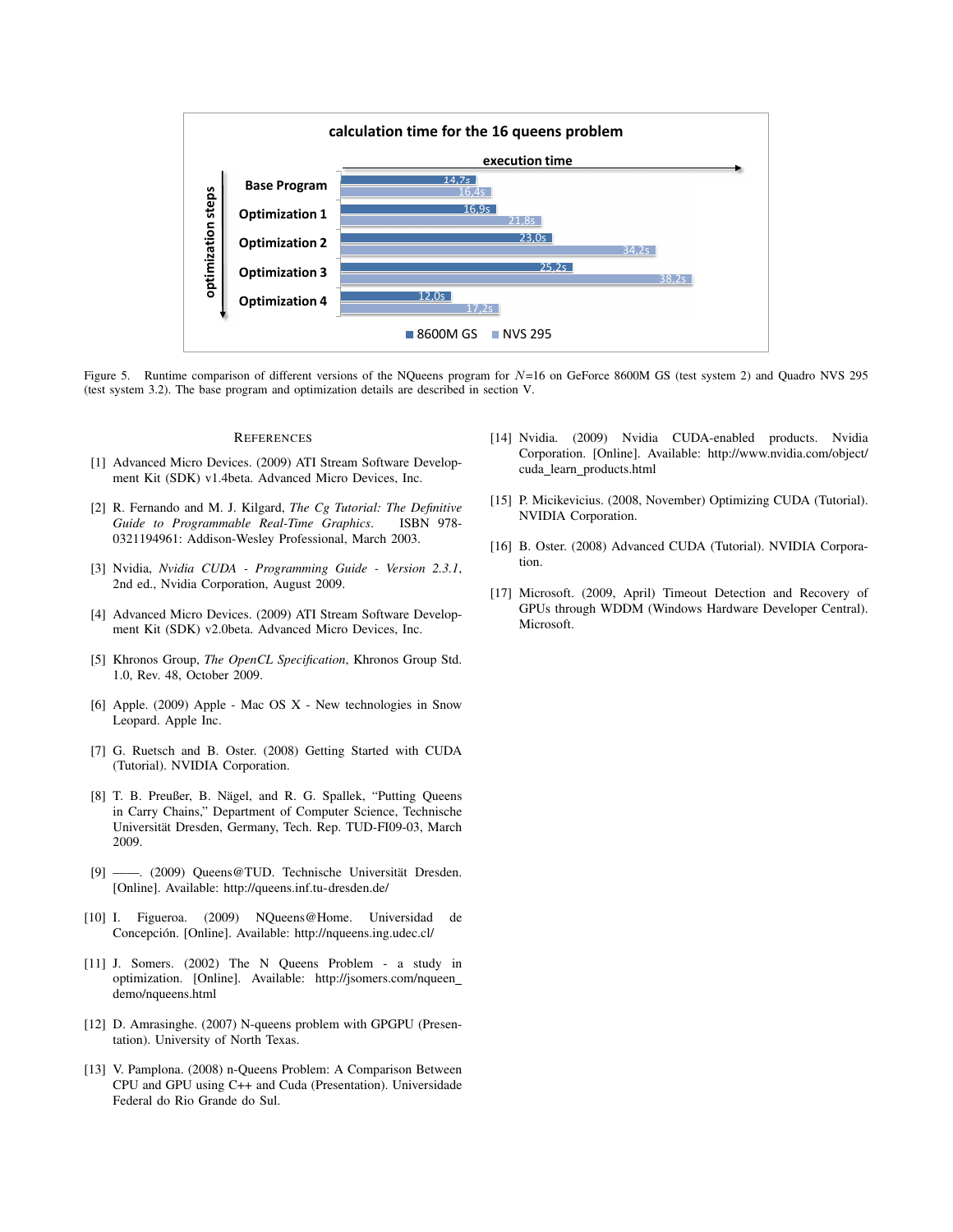calculation time for the 16 queens problem

execution time

optimization steps

Base Program
14,7s
16,4s

Optimization 1
16,9s
21,8s

Optimization 2
23,0s
34,2s

Optimization 3
25,2s
38,2s

Optimization 4
12,0s
17,2s

8600M GS NVS 295

Figure 5. Runtime comparison of different versions of the NQueens program for $N$=16 on GeForce 8600M GS (test system 2) and Quadro NVS 295 (test system 3.2). The base program and optimization details are described in section V.

## REFERENCES

[1] Advanced Micro Devices. (2009) ATI Stream Software Development Kit (SDK) v1.4beta. Advanced Micro Devices, Inc.

[2] R. Fernando and M. J. Kilgard, *The Cg Tutorial: The Definitive Guide to Programmable Real-Time Graphics*. ISBN 978-0321194961: Addison-Wesley Professional, March 2003.

[3] Nvidia, *Nvidia CUDA - Programming Guide - Version 2.3.1*, 2nd ed., Nvidia Corporation, August 2009.

[4] Advanced Micro Devices. (2009) ATI Stream Software Development Kit (SDK) v2.0beta. Advanced Micro Devices, Inc.

[5] Khronos Group, *The OpenCL Specification*, Khronos Group Std. 1.0, Rev. 48, October 2009.

[6] Apple. (2009) Apple - Mac OS X - New technologies in Snow Leopard. Apple Inc.

[7] G. Ruetsch and B. Oster. (2008) Getting Started with CUDA (Tutorial). NVIDIA Corporation.

[8] T. B. Preußer, B. Nägel, and R. G. Spallek, "Putting Queens in Carry Chains," Department of Computer Science, Technische Universität Dresden, Germany, Tech. Rep. TUD-FI09-03, March 2009.

[9] ——. (2009) Queens@TUD. Technische Universität Dresden. [Online]. Available: http://queens.inf.tu-dresden.de/

[10] I. Figueroa. (2009) NQueens@Home. Universidad de Concepción. [Online]. Available: http://nqueens.ing.udec.cl/

[11] J. Somers. (2002) The N Queens Problem - a study in optimization. [Online]. Available: http://jsomers.com/nqueen_demo/nqueens.html

[12] D. Amrasinghe. (2007) N-queens problem with GPGPU (Presentation). University of North Texas.

[13] V. Pamplona. (2008) n-Queens Problem: A Comparison Between CPU and GPU using C++ and Cuda (Presentation). Universidade Federal do Rio Grande do Sul.

[14] Nvidia. (2009) Nvidia CUDA-enabled products. Nvidia Corporation. [Online]. Available: http://www.nvidia.com/object/cuda_learn_products.html

[15] P. Micikevicius. (2008, November) Optimizing CUDA (Tutorial). NVIDIA Corporation.

[16] B. Oster. (2008) Advanced CUDA (Tutorial). NVIDIA Corporation.

[17] Microsoft. (2009, April) Timeout Detection and Recovery of GPUs through WDDM (Windows Hardware Developer Central). Microsoft.